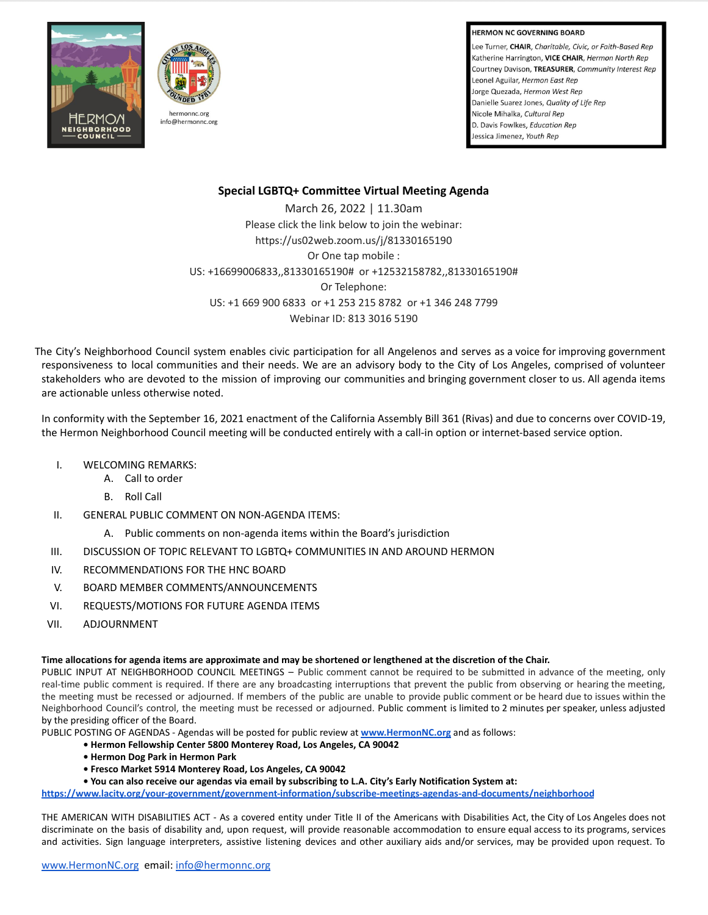HERMON NEIGHBORHOOD COUNCIL

hermonnc.org
info@hermonnc.org

**HERMON NC GOVERNING BOARD**
Lee Turner, **CHAIR**, *Charitable, Civic, or Faith-Based Rep*
Katherine Harrington, **VICE CHAIR**, *Hermon North Rep*
Courtney Davison, **TREASURER**, *Community Interest Rep*
Leonel Aguilar, *Hermon East Rep*
Jorge Quezada, *Hermon West Rep*
Danielle Suarez Jones, *Quality of Life Rep*
Nicole Mihalka, *Cultural Rep*
D. Davis Fowlkes, *Education Rep*
Jessica Jimenez, *Youth Rep*

# Special LGBTQ+ Committee Virtual Meeting Agenda

March 26, 2022 | 11.30am
Please click the link below to join the webinar:
https://us02web.zoom.us/j/81330165190
Or One tap mobile :
US: +16699006833,,81330165190# or +12532158782,,81330165190#
Or Telephone:
US: +1 669 900 6833 or +1 253 215 8782 or +1 346 248 7799
Webinar ID: 813 3016 5190

The City's Neighborhood Council system enables civic participation for all Angelenos and serves as a voice for improving government responsiveness to local communities and their needs. We are an advisory body to the City of Los Angeles, comprised of volunteer stakeholders who are devoted to the mission of improving our communities and bringing government closer to us. All agenda items are actionable unless otherwise noted.

In conformity with the September 16, 2021 enactment of the California Assembly Bill 361 (Rivas) and due to concerns over COVID-19, the Hermon Neighborhood Council meeting will be conducted entirely with a call-in option or internet-based service option.

I. WELCOMING REMARKS:
   A. Call to order
   B. Roll Call
II. GENERAL PUBLIC COMMENT ON NON-AGENDA ITEMS:
   A. Public comments on non-agenda items within the Board's jurisdiction
III. DISCUSSION OF TOPIC RELEVANT TO LGBTQ+ COMMUNITIES IN AND AROUND HERMON
IV. RECOMMENDATIONS FOR THE HNC BOARD
V. BOARD MEMBER COMMENTS/ANNOUNCEMENTS
VI. REQUESTS/MOTIONS FOR FUTURE AGENDA ITEMS
VII. ADJOURNMENT

**Time allocations for agenda items are approximate and may be shortened or lengthened at the discretion of the Chair.**
PUBLIC INPUT AT NEIGHBORHOOD COUNCIL MEETINGS – Public comment cannot be required to be submitted in advance of the meeting, only real-time public comment is required. If there are any broadcasting interruptions that prevent the public from observing or hearing the meeting, the meeting must be recessed or adjourned. If members of the public are unable to provide public comment or be heard due to issues within the Neighborhood Council's control, the meeting must be recessed or adjourned. Public comment is limited to 2 minutes per speaker, unless adjusted by the presiding officer of the Board.
PUBLIC POSTING OF AGENDAS - Agendas will be posted for public review at www.HermonNC.org and as follows:

- **Hermon Fellowship Center 5800 Monterey Road, Los Angeles, CA 90042**
- **Hermon Dog Park in Hermon Park**
- **Fresco Market 5914 Monterey Road, Los Angeles, CA 90042**
- **You can also receive our agendas via email by subscribing to L.A. City's Early Notification System at:**

https://www.lacity.org/your-government/government-information/subscribe-meetings-agendas-and-documents/neighborhood

THE AMERICAN WITH DISABILITIES ACT - As a covered entity under Title II of the Americans with Disabilities Act, the City of Los Angeles does not discriminate on the basis of disability and, upon request, will provide reasonable accommodation to ensure equal access to its programs, services and activities. Sign language interpreters, assistive listening devices and other auxiliary aids and/or services, may be provided upon request. To

www.HermonNC.org email: info@hermonnc.org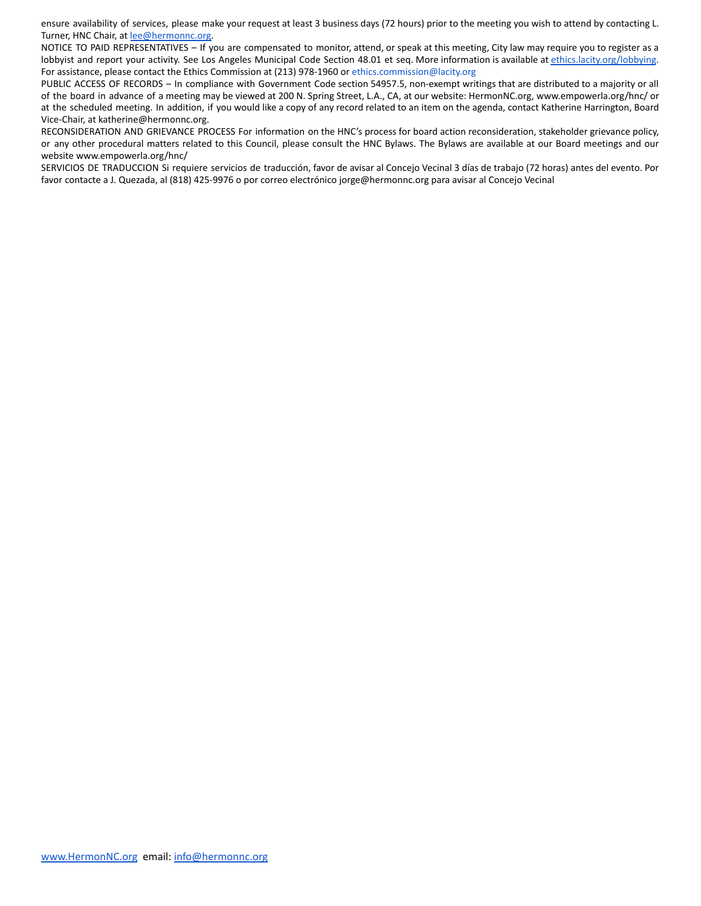ensure availability of services, please make your request at least 3 business days (72 hours) prior to the meeting you wish to attend by contacting L. Turner, HNC Chair, at lee@hermonnc.org.

NOTICE TO PAID REPRESENTATIVES – If you are compensated to monitor, attend, or speak at this meeting, City law may require you to register as a lobbyist and report your activity. See Los Angeles Municipal Code Section 48.01 et seq. More information is available at ethics.lacity.org/lobbying. For assistance, please contact the Ethics Commission at (213) 978-1960 or ethics.commission@lacity.org

PUBLIC ACCESS OF RECORDS – In compliance with Government Code section 54957.5, non-exempt writings that are distributed to a majority or all of the board in advance of a meeting may be viewed at 200 N. Spring Street, L.A., CA, at our website: HermonNC.org, www.empowerla.org/hnc/ or at the scheduled meeting. In addition, if you would like a copy of any record related to an item on the agenda, contact Katherine Harrington, Board Vice-Chair, at katherine@hermonnc.org.

RECONSIDERATION AND GRIEVANCE PROCESS For information on the HNC's process for board action reconsideration, stakeholder grievance policy, or any other procedural matters related to this Council, please consult the HNC Bylaws. The Bylaws are available at our Board meetings and our website www.empowerla.org/hnc/

SERVICIOS DE TRADUCCION Si requiere servicios de traducción, favor de avisar al Concejo Vecinal 3 días de trabajo (72 horas) antes del evento. Por favor contacte a J. Quezada, al (818) 425-9976 o por correo electrónico jorge@hermonnc.org para avisar al Concejo Vecinal